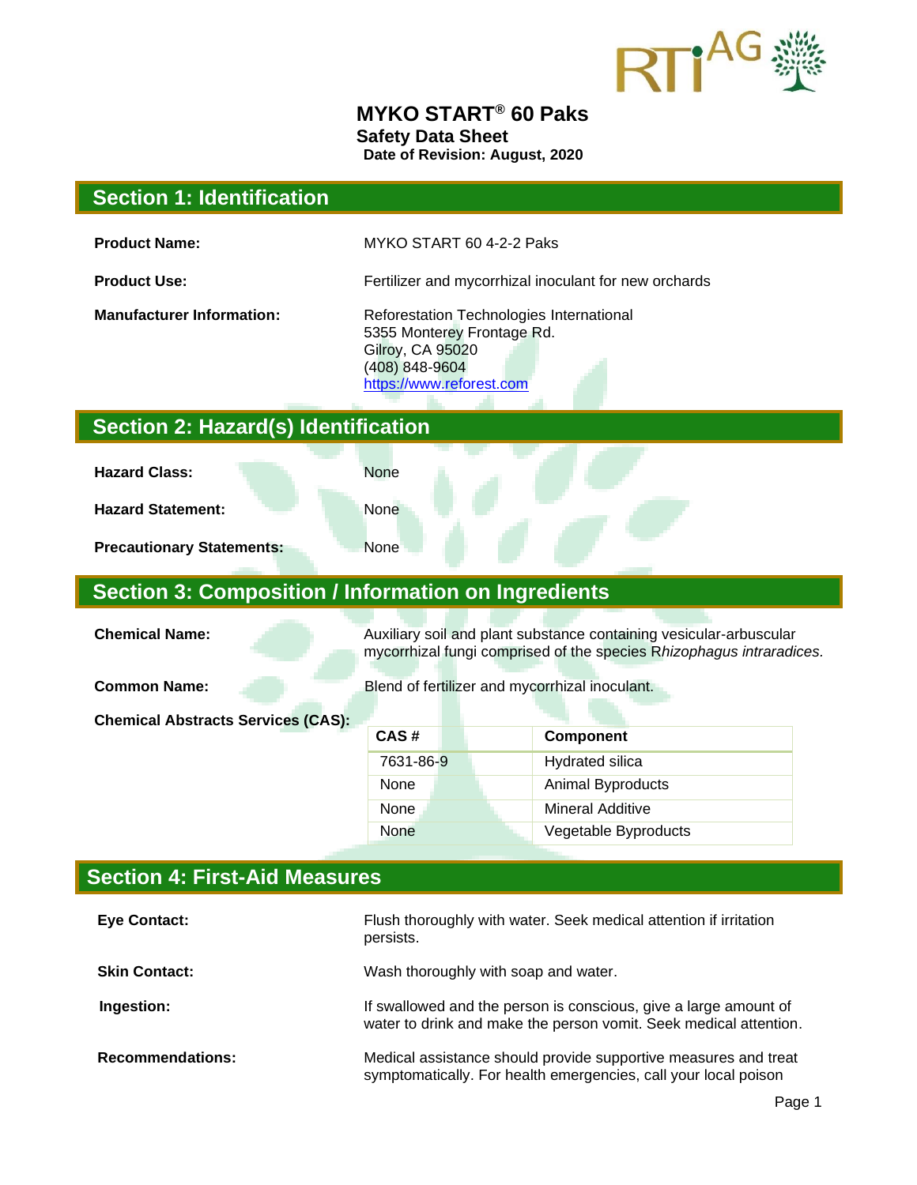# MYKO START® 60 Paks

**Safety Data Sheet**

**Date of Revision: August, 2020**

## Section 1: Identification

**Product Name:** MYKO START 60 4-2-2 Paks

**Product Use:** Fertilizer and mycorrhizal inoculant for new orchards

**Manufacturer Information:** Reforestation Technologies International
5355 Monterey Frontage Rd.
Gilroy, CA 95020
(408) 848-9604
https://www.reforest.com

## Section 2: Hazard(s) Identification

**Hazard Class:** None

**Hazard Statement:** None

**Precautionary Statements:** None

## Section 3: Composition / Information on Ingredients

**Chemical Name:** Auxiliary soil and plant substance containing vesicular-arbuscular mycorrhizal fungi comprised of the species R*hizophagus intraradices.*

**Common Name:** Blend of fertilizer and mycorrhizal inoculant.

**Chemical Abstracts Services (CAS):**

| CAS # | Component |
|---|---|
| 7631-86-9 | Hydrated silica |
| None | Animal Byproducts |
| None | Mineral Additive |
| None | Vegetable Byproducts |

## Section 4: First-Aid Measures

**Eye Contact:** Flush thoroughly with water. Seek medical attention if irritation persists.

**Skin Contact:** Wash thoroughly with soap and water.

**Ingestion:** If swallowed and the person is conscious, give a large amount of water to drink and make the person vomit. Seek medical attention.

**Recommendations:** Medical assistance should provide supportive measures and treat symptomatically. For health emergencies, call your local poison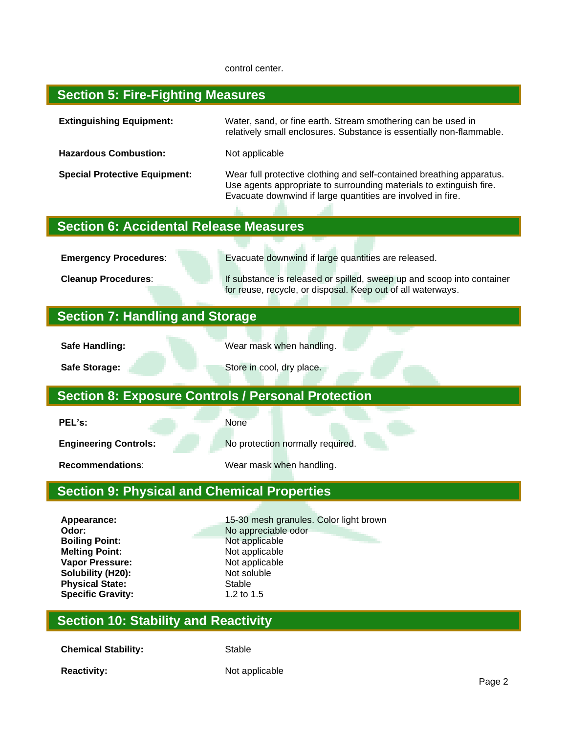control center.

## Section 5: Fire-Fighting Measures

**Extinguishing Equipment:** Water, sand, or fine earth. Stream smothering can be used in relatively small enclosures. Substance is essentially non-flammable.

**Hazardous Combustion:** Not applicable

**Special Protective Equipment:** Wear full protective clothing and self-contained breathing apparatus. Use agents appropriate to surrounding materials to extinguish fire. Evacuate downwind if large quantities are involved in fire.

## Section 6: Accidental Release Measures

**Emergency Procedures**: Evacuate downwind if large quantities are released.

**Cleanup Procedures**: If substance is released or spilled, sweep up and scoop into container for reuse, recycle, or disposal. Keep out of all waterways.

## Section 7: Handling and Storage

**Safe Handling:** Wear mask when handling.

**Safe Storage:** Store in cool, dry place.

## Section 8: Exposure Controls / Personal Protection

**PEL's:** None

**Engineering Controls:** No protection normally required.

**Recommendations**: Wear mask when handling.

## Section 9: Physical and Chemical Properties

**Appearance:** 15-30 mesh granules. Color light brown
**Odor:** No appreciable odor
**Boiling Point:** Not applicable
**Melting Point:** Not applicable
**Vapor Pressure:** Not applicable
**Solubility (H20):** Not soluble
**Physical State:** Stable
**Specific Gravity:** 1.2 to 1.5

## Section 10: Stability and Reactivity

**Chemical Stability:** Stable

**Reactivity:** Not applicable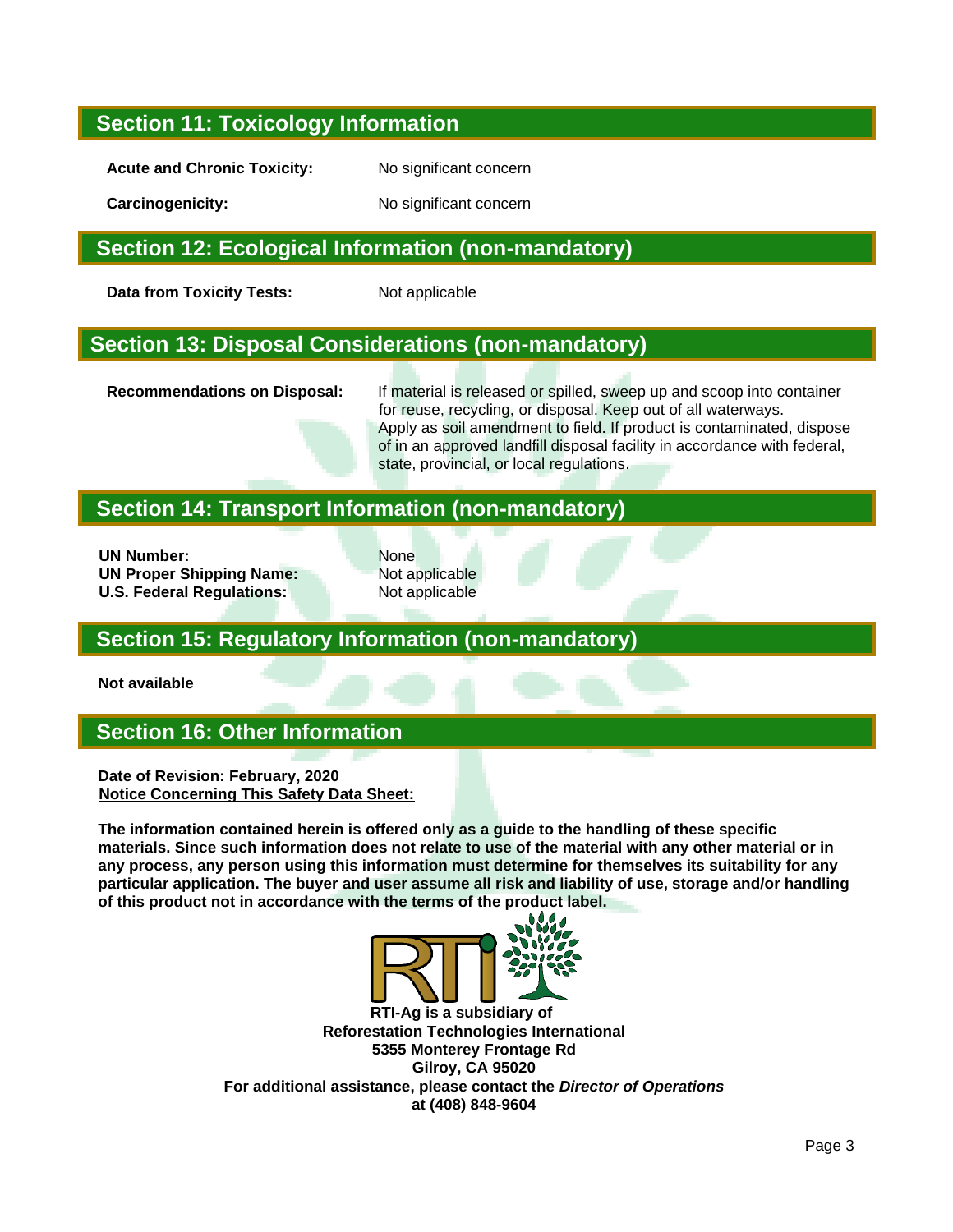## Section 11: Toxicology Information

**Acute and Chronic Toxicity:** No significant concern

**Carcinogenicity:** No significant concern

## Section 12: Ecological Information (non-mandatory)

**Data from Toxicity Tests:** Not applicable

## Section 13: Disposal Considerations (non-mandatory)

**Recommendations on Disposal:** If material is released or spilled, sweep up and scoop into container for reuse, recycling, or disposal. Keep out of all waterways. Apply as soil amendment to field. If product is contaminated, dispose of in an approved landfill disposal facility in accordance with federal, state, provincial, or local regulations.

## Section 14: Transport Information (non-mandatory)

**UN Number:** None
**UN Proper Shipping Name:** Not applicable
**U.S. Federal Regulations:** Not applicable

## Section 15: Regulatory Information (non-mandatory)

**Not available**

## Section 16: Other Information

**Date of Revision: February, 2020**
**Notice Concerning This Safety Data Sheet:**

**The information contained herein is offered only as a guide to the handling of these specific materials. Since such information does not relate to use of the material with any other material or in any process, any person using this information must determine for themselves its suitability for any particular application. The buyer and user assume all risk and liability of use, storage and/or handling of this product not in accordance with the terms of the product label.**

**RTI-Ag is a subsidiary of**
**Reforestation Technologies International**
**5355 Monterey Frontage Rd**
**Gilroy, CA 95020**
**For additional assistance, please contact the *Director of Operations***
**at (408) 848-9604**